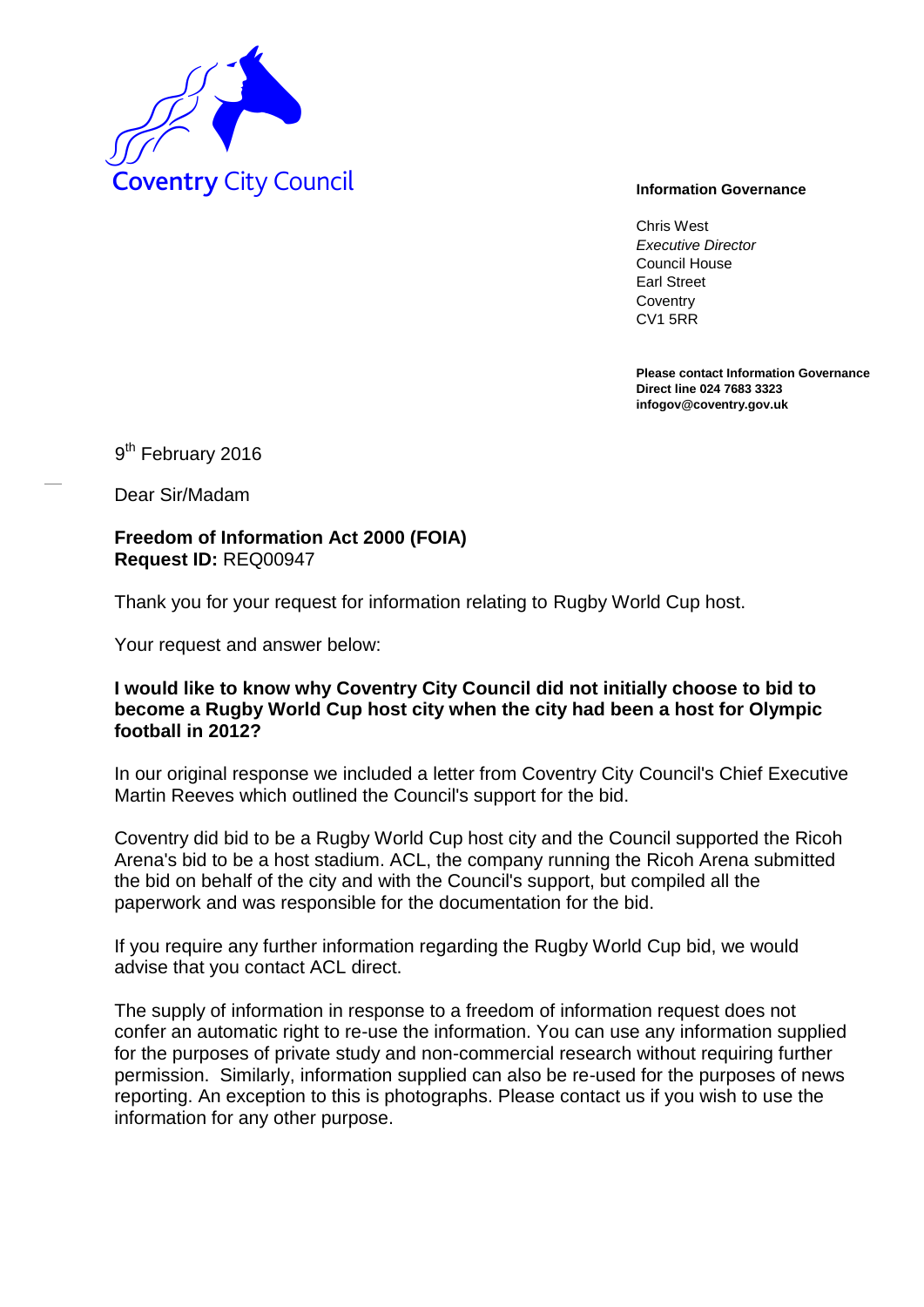Coventry City Council

**Information Governance**

Chris West
*Executive Director*
Council House
Earl Street
Coventry
CV1 5RR

**Please contact Information Governance**
**Direct line 024 7683 3323**
**infogov@coventry.gov.uk**

9th February 2016

Dear Sir/Madam

**Freedom of Information Act 2000 (FOIA)**
**Request ID:** REQ00947

Thank you for your request for information relating to Rugby World Cup host.

Your request and answer below:

**I would like to know why Coventry City Council did not initially choose to bid to become a Rugby World Cup host city when the city had been a host for Olympic football in 2012?**

In our original response we included a letter from Coventry City Council's Chief Executive Martin Reeves which outlined the Council's support for the bid.

Coventry did bid to be a Rugby World Cup host city and the Council supported the Ricoh Arena's bid to be a host stadium. ACL, the company running the Ricoh Arena submitted the bid on behalf of the city and with the Council's support, but compiled all the paperwork and was responsible for the documentation for the bid.

If you require any further information regarding the Rugby World Cup bid, we would advise that you contact ACL direct.

The supply of information in response to a freedom of information request does not confer an automatic right to re-use the information. You can use any information supplied for the purposes of private study and non-commercial research without requiring further permission. Similarly, information supplied can also be re-used for the purposes of news reporting. An exception to this is photographs. Please contact us if you wish to use the information for any other purpose.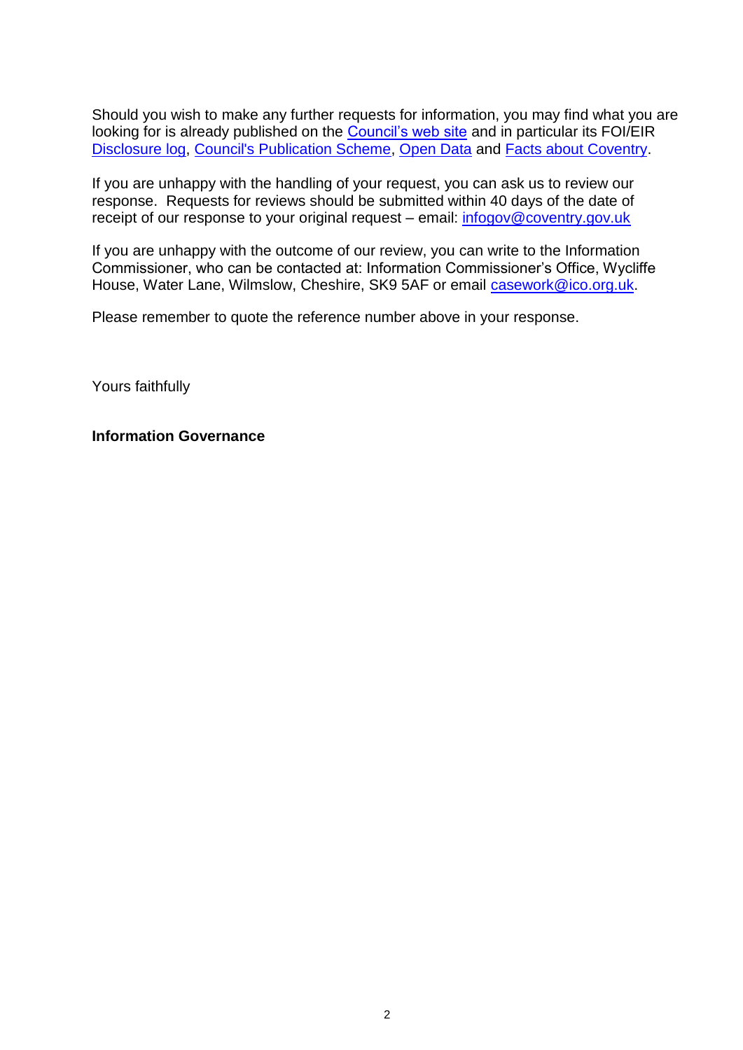Should you wish to make any further requests for information, you may find what you are looking for is already published on the Council's web site and in particular its FOI/EIR Disclosure log, Council's Publication Scheme, Open Data and Facts about Coventry.

If you are unhappy with the handling of your request, you can ask us to review our response. Requests for reviews should be submitted within 40 days of the date of receipt of our response to your original request – email: infogov@coventry.gov.uk

If you are unhappy with the outcome of our review, you can write to the Information Commissioner, who can be contacted at: Information Commissioner's Office, Wycliffe House, Water Lane, Wilmslow, Cheshire, SK9 5AF or email casework@ico.org.uk.

Please remember to quote the reference number above in your response.

Yours faithfully

**Information Governance**